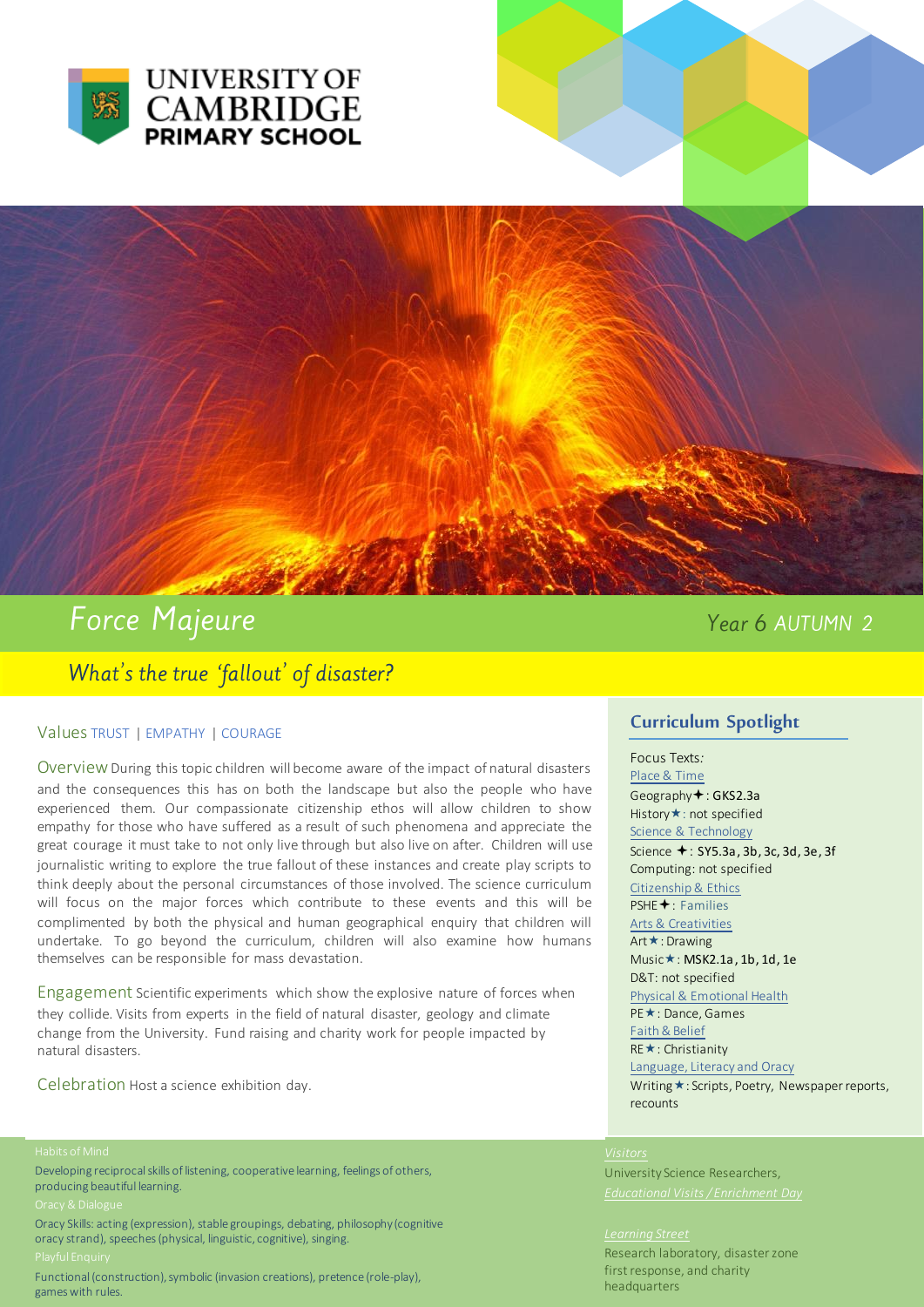UNIVERSITY OF CAMBRIDGE
PRIMARY SCHOOL

# Force Majeure

Year 6 AUTUMN 2

## What's the true 'fallout' of disaster?

**Values** TRUST | EMPATHY | COURAGE

**Overview** During this topic children will become aware of the impact of natural disasters and the consequences this has on both the landscape but also the people who have experienced them. Our compassionate citizenship ethos will allow children to show empathy for those who have suffered as a result of such phenomena and appreciate the great courage it must take to not only live through but also live on after. Children will use journalistic writing to explore the true fallout of these instances and create play scripts to think deeply about the personal circumstances of those involved. The science curriculum will focus on the major forces which contribute to these events and this will be complimented by both the physical and human geographical enquiry that children will undertake. To go beyond the curriculum, children will also examine how humans themselves can be responsible for mass devastation.

**Engagement** Scientific experiments which show the explosive nature of forces when they collide. Visits from experts in the field of natural disaster, geology and climate change from the University. Fund raising and charity work for people impacted by natural disasters.

**Celebration** Host a science exhibition day.

## Curriculum Spotlight

Focus Texts:

Place & Time

Geography✦: GKS2.3a

History★: not specified

Science & Technology

Science ✦: SY5.3a, 3b, 3c, 3d, 3e, 3f

Computing: not specified

Citizenship & Ethics

PSHE✦: Families

Arts & Creativities

Art★: Drawing

Music★: MSK2.1a, 1b, 1d, 1e

D&T: not specified

Physical & Emotional Health

PE★: Dance, Games

Faith & Belief

RE★: Christianity

Language, Literacy and Oracy

Writing★: Scripts, Poetry, Newspaper reports, recounts

Habits of Mind

Developing reciprocal skills of listening, cooperative learning, feelings of others, producing beautiful learning.

Oracy & Dialogue

Oracy Skills: acting (expression), stable groupings, debating, philosophy (cognitive oracy strand), speeches (physical, linguistic, cognitive), singing.

Playful Enquiry

Functional (construction), symbolic (invasion creations), pretence (role-play), games with rules.

Visitors

University Science Researchers,

Educational Visits / Enrichment Day

Learning Street

Research laboratory, disaster zone first response, and charity headquarters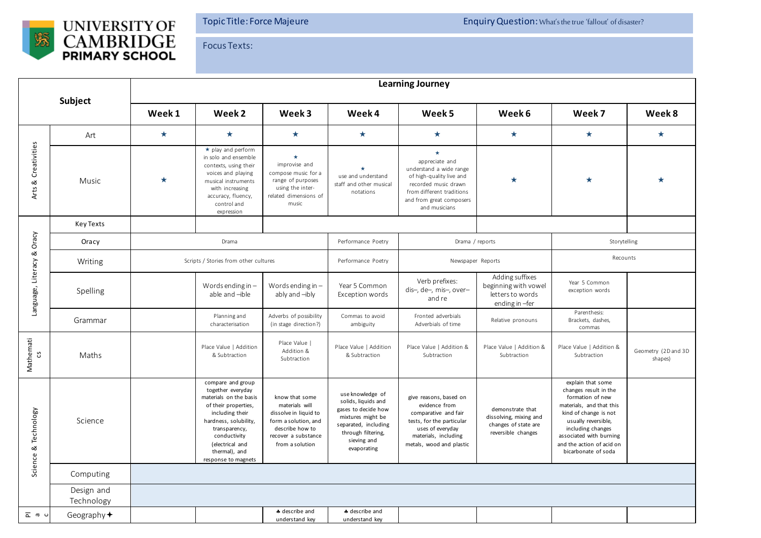**UNIVERSITY OF CAMBRIDGE PRIMARY SCHOOL**

**Topic Title:** Force Majeure

**Enquiry Question:** What's the true 'fallout' of disaster?

**Focus Texts:**

| Subject | | Learning Journey | | | | | | | |
|---|---|---|---|---|---|---|---|---|---|
| | | **Week 1** | **Week 2** | **Week 3** | **Week 4** | **Week 5** | **Week 6** | **Week 7** | **Week 8** |
| Arts & Creativities | Art | ★ | ★ | ★ | ★ | ★ | ★ | ★ | ★ |
| | Music | ★ | ★ play and perform in solo and ensemble contexts, using their voices and playing musical instruments with increasing accuracy, fluency, control and expression | ★ improvise and compose music for a range of purposes using the inter-related dimensions of music | ★ use and understand staff and other musical notations | ★ appreciate and understand a wide range of high-quality live and recorded music drawn from different traditions and from great composers and musicians | ★ | ★ | ★ |
| Language, Literacy & Oracy | Key Texts | | | | | | | | |
| | Oracy | Drama | | | Performance Poetry | Drama / reports | | Storytelling | |
| | Writing | Scripts / Stories from other cultures | | | Performance Poetry | Newspaper Reports | | Recounts | |
| | Spelling | | Words ending in –able and –ible | Words ending in –ably and –ibly | Year 5 Common Exception words | Verb prefixes: dis–, de–, mis–, over– and re | Adding suffixes beginning with vowel letters to words ending in –fer | Year 5 Common exception words | |
| | Grammar | | Planning and characterisation | Adverbs of possibility (in stage direction?) | Commas to avoid ambiguity | Fronted adverbials Adverbials of time | Relative pronouns | Parenthesis: Brackets, dashes, commas | |
| Mathematics | Maths | | Place Value \| Addition & Subtraction | Place Value \| Addition & Subtraction | Place Value \| Addition & Subtraction | Place Value \| Addition & Subtraction | Place Value \| Addition & Subtraction | Place Value \| Addition & Subtraction | Geometry (2D and 3D shapes) |
| Science & Technology | Science | | compare and group together everyday materials on the basis of their properties, including their hardness, solubility, transparency, conductivity (electrical and thermal), and response to magnets | know that some materials will dissolve in liquid to form a solution, and describe how to recover a substance from a solution | use knowledge of solids, liquids and gases to decide how mixtures might be separated, including through filtering, sieving and evaporating | give reasons, based on evidence from comparative and fair tests, for the particular uses of everyday materials, including metals, wood and plastic | demonstrate that dissolving, mixing and changes of state are reversible changes | explain that some changes result in the formation of new materials, and that this kind of change is not usually reversible, including changes associated with burning and the action of acid on bicarbonate of soda | |
| | Computing | | | | | | | | |
| | Design and Technology | | | | | | | | |
| Plac | Geography ✦ | | | ♣ describe and understand key | ♣ describe and understand key | | | | |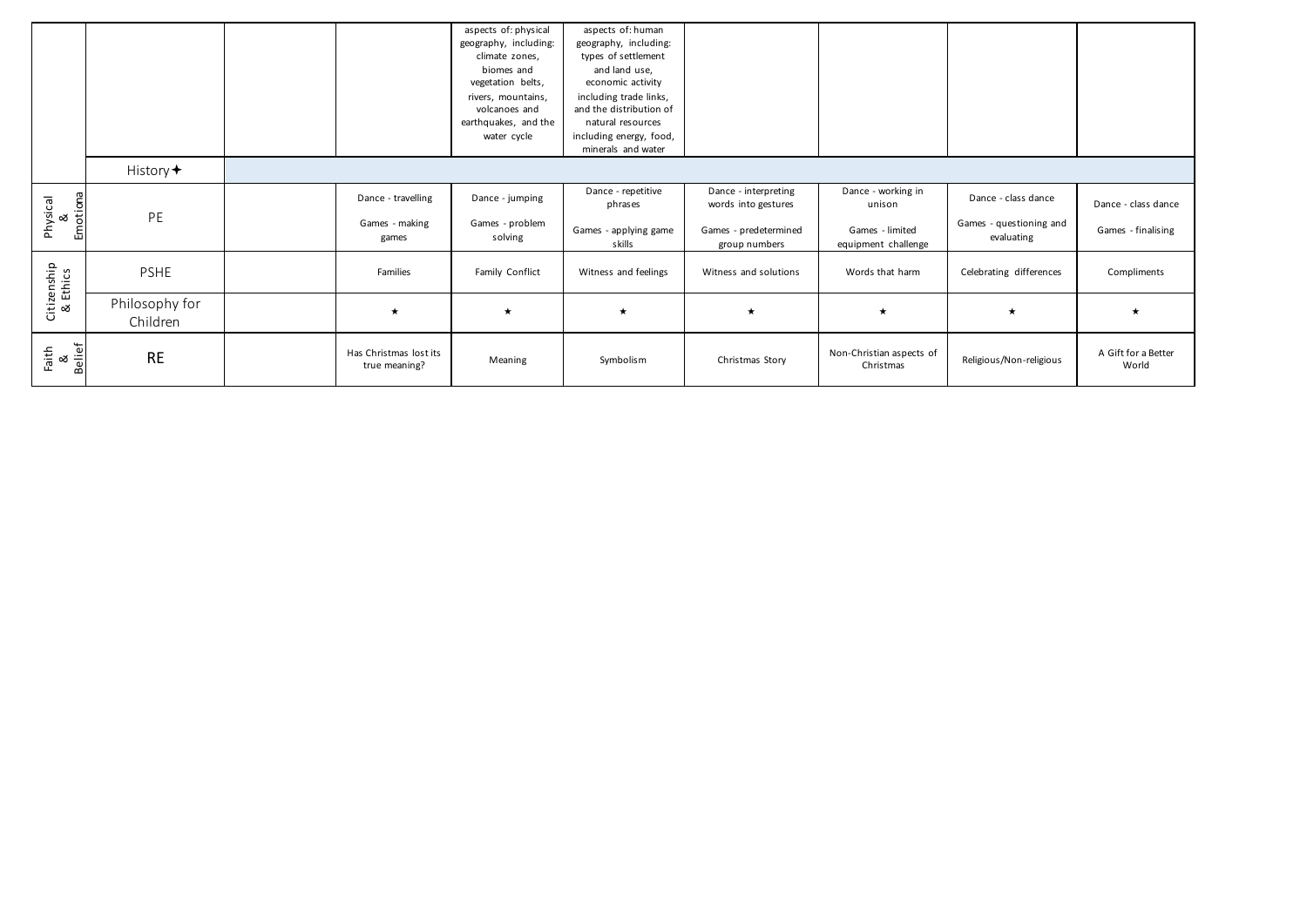| | | | | | | | | | |
|---|---|---|---|---|---|---|---|---|---|
| | | | | aspects of: physical geography, including: climate zones, biomes and vegetation belts, rivers, mountains, volcanoes and earthquakes, and the water cycle | aspects of: human geography, including: types of settlement and land use, economic activity including trade links, and the distribution of natural resources including energy, food, minerals and water | | | | |
| | History✦ | | | | | | | | |
| Physical & Emotional | PE | | Dance - travelling<br><br>Games - making games | Dance - jumping<br><br>Games - problem solving | Dance - repetitive phrases<br><br>Games - applying game skills | Dance - interpreting words into gestures<br><br>Games - predetermined group numbers | Dance - working in unison<br><br>Games - limited equipment challenge | Dance - class dance<br><br>Games - questioning and evaluating | Dance - class dance<br><br>Games - finalising |
| Citizenship & Ethics | PSHE | | Families | Family Conflict | Witness and feelings | Witness and solutions | Words that harm | Celebrating differences | Compliments |
| | Philosophy for Children | | ★ | ★ | ★ | ★ | ★ | ★ | ★ |
| Faith & Belief | RE | | Has Christmas lost its true meaning? | Meaning | Symbolism | Christmas Story | Non-Christian aspects of Christmas | Religious/Non-religious | A Gift for a Better World |